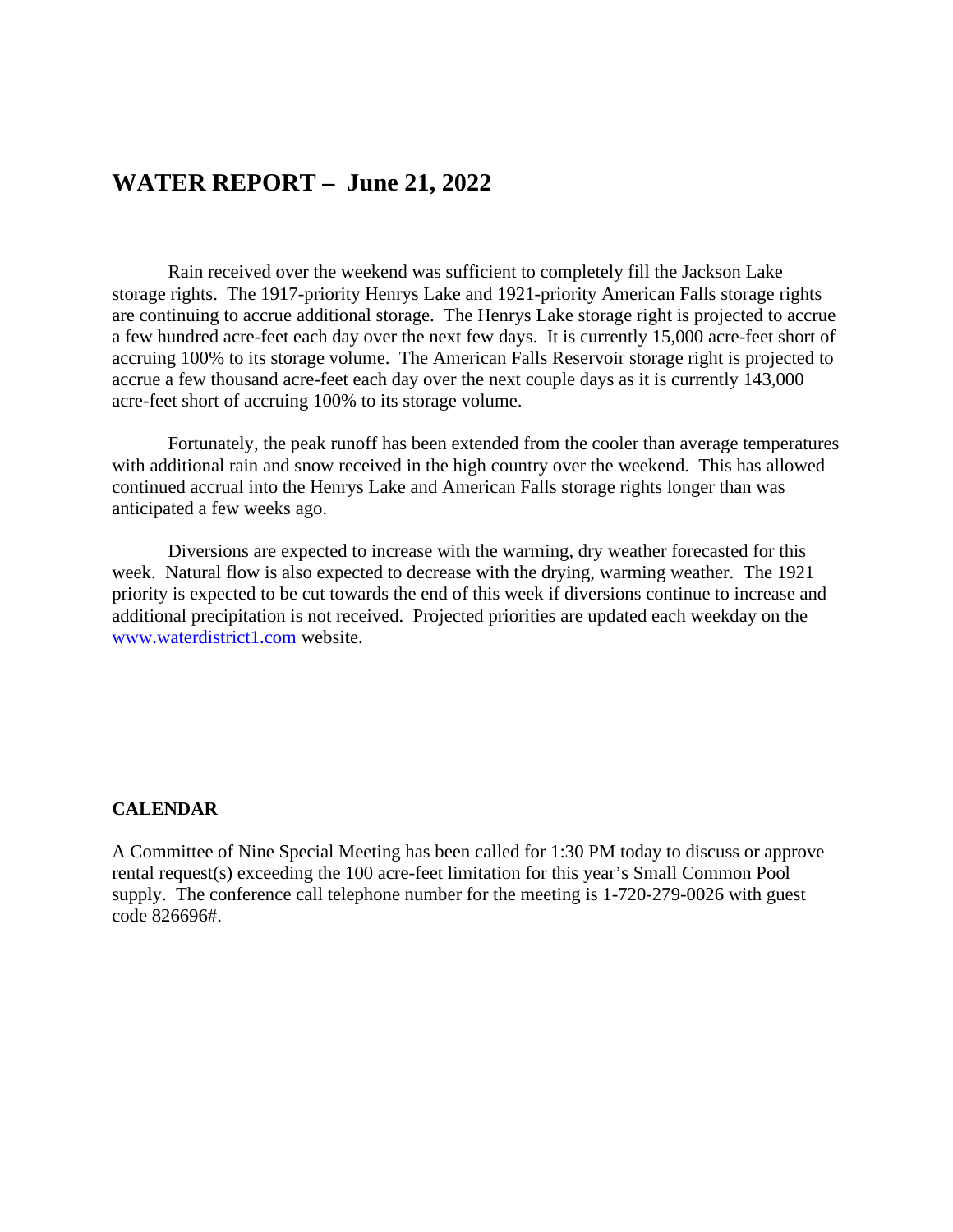# WATER REPORT – June 21, 2022

Rain received over the weekend was sufficient to completely fill the Jackson Lake storage rights. The 1917-priority Henrys Lake and 1921-priority American Falls storage rights are continuing to accrue additional storage. The Henrys Lake storage right is projected to accrue a few hundred acre-feet each day over the next few days. It is currently 15,000 acre-feet short of accruing 100% to its storage volume. The American Falls Reservoir storage right is projected to accrue a few thousand acre-feet each day over the next couple days as it is currently 143,000 acre-feet short of accruing 100% to its storage volume.

Fortunately, the peak runoff has been extended from the cooler than average temperatures with additional rain and snow received in the high country over the weekend. This has allowed continued accrual into the Henrys Lake and American Falls storage rights longer than was anticipated a few weeks ago.

Diversions are expected to increase with the warming, dry weather forecasted for this week. Natural flow is also expected to decrease with the drying, warming weather. The 1921 priority is expected to be cut towards the end of this week if diversions continue to increase and additional precipitation is not received. Projected priorities are updated each weekday on the [www.waterdistrict1.com](http://www.waterdistrict1.com) website.

**CALENDAR**

A Committee of Nine Special Meeting has been called for 1:30 PM today to discuss or approve rental request(s) exceeding the 100 acre-feet limitation for this year's Small Common Pool supply. The conference call telephone number for the meeting is 1-720-279-0026 with guest code 826696#.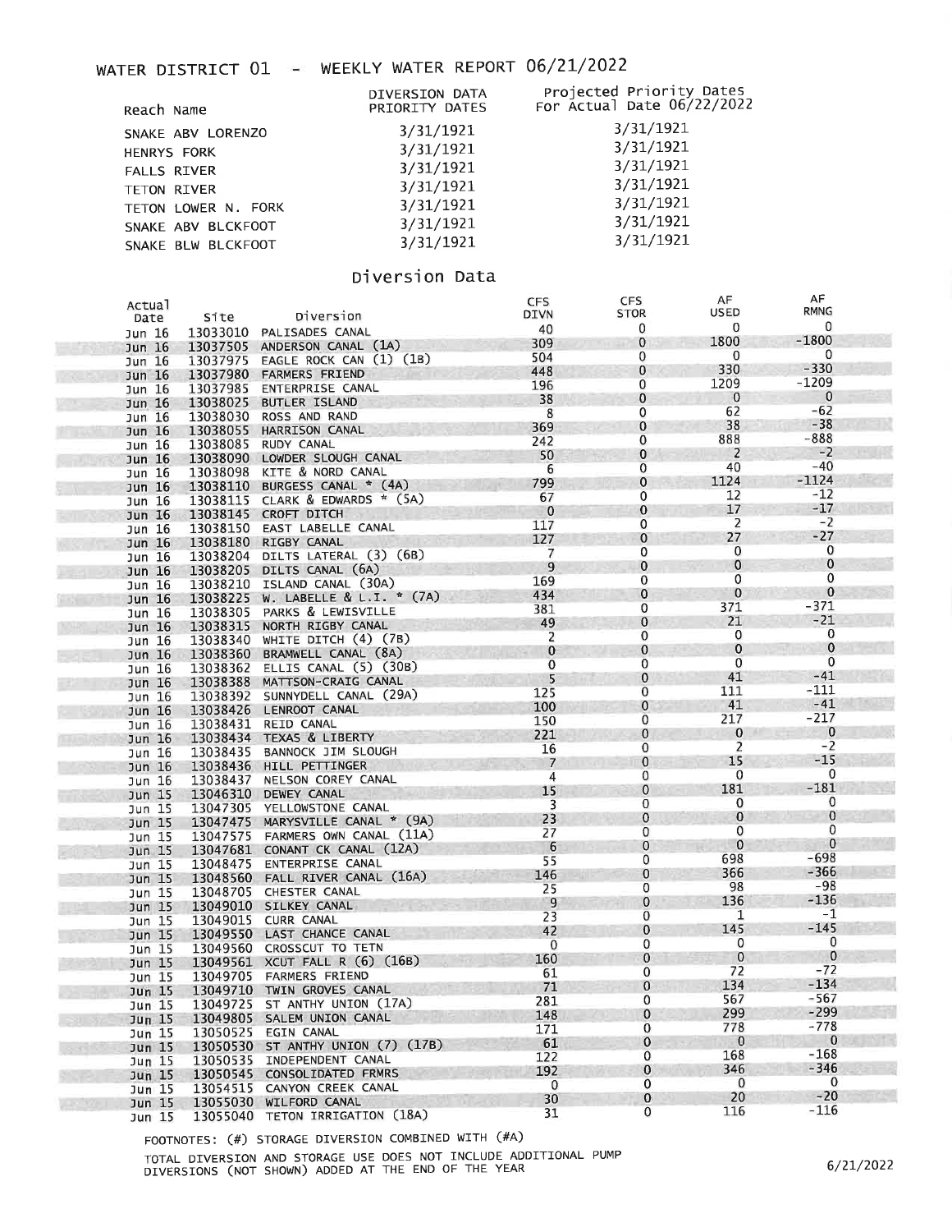# WATER DISTRICT 01 - WEEKLY WATER REPORT 06/21/2022

| Reach Name | DIVERSION DATA PRIORITY DATES | Projected Priority Dates For Actual Date 06/22/2022 |
|---|---|---|
| SNAKE ABV LORENZO | 3/31/1921 | 3/31/1921 |
| HENRYS FORK | 3/31/1921 | 3/31/1921 |
| FALLS RIVER | 3/31/1921 | 3/31/1921 |
| TETON RIVER | 3/31/1921 | 3/31/1921 |
| TETON LOWER N. FORK | 3/31/1921 | 3/31/1921 |
| SNAKE ABV BLCKFOOT | 3/31/1921 | 3/31/1921 |
| SNAKE BLW BLCKFOOT | 3/31/1921 | 3/31/1921 |

## Diversion Data

| Actual Date | Site | Diversion | CFS DIVN | CFS STOR | AF USED | AF RMNG |
|---|---|---|---|---|---|---|
| Jun 16 | 13033010 | PALISADES CANAL | 40 | 0 | 0 | 0 |
| Jun 16 | 13037505 | ANDERSON CANAL (1A) | 309 | 0 | 1800 | -1800 |
| Jun 16 | 13037975 | EAGLE ROCK CAN (1) (1B) | 504 | 0 | 0 | 0 |
| Jun 16 | 13037980 | FARMERS FRIEND | 448 | 0 | 330 | -330 |
| Jun 16 | 13037985 | ENTERPRISE CANAL | 196 | 0 | 1209 | -1209 |
| Jun 16 | 13038025 | BUTLER ISLAND | 38 | 0 | 0 | 0 |
| Jun 16 | 13038030 | ROSS AND RAND | 8 | 0 | 62 | -62 |
| Jun 16 | 13038055 | HARRISON CANAL | 369 | 0 | 38 | -38 |
| Jun 16 | 13038085 | RUDY CANAL | 242 | 0 | 888 | -888 |
| Jun 16 | 13038090 | LOWDER SLOUGH CANAL | 50 | 0 | 2 | -2 |
| Jun 16 | 13038098 | KITE & NORD CANAL | 6 | 0 | 40 | -40 |
| Jun 16 | 13038110 | BURGESS CANAL * (4A) | 799 | 0 | 1124 | -1124 |
| Jun 16 | 13038115 | CLARK & EDWARDS * (5A) | 67 | 0 | 12 | -12 |
| Jun 16 | 13038145 | CROFT DITCH | 0 | 0 | 17 | -17 |
| Jun 16 | 13038150 | EAST LABELLE CANAL | 117 | 0 | 2 | -2 |
| Jun 16 | 13038180 | RIGBY CANAL | 127 | 0 | 27 | -27 |
| Jun 16 | 13038204 | DILTS LATERAL (3) (6B) | 7 | 0 | 0 | 0 |
| Jun 16 | 13038205 | DILTS CANAL (6A) | 9 | 0 | 0 | 0 |
| Jun 16 | 13038210 | ISLAND CANAL (30A) | 169 | 0 | 0 | 0 |
| Jun 16 | 13038225 | W. LABELLE & L.I. * (7A) | 434 | 0 | 0 | 0 |
| Jun 16 | 13038305 | PARKS & LEWISVILLE | 381 | 0 | 371 | -371 |
| Jun 16 | 13038315 | NORTH RIGBY CANAL | 49 | 0 | 21 | -21 |
| Jun 16 | 13038340 | WHITE DITCH (4) (7B) | 2 | 0 | 0 | 0 |
| Jun 16 | 13038360 | BRAMWELL CANAL (8A) | 0 | 0 | 0 | 0 |
| Jun 16 | 13038362 | ELLIS CANAL (5) (30B) | 0 | 0 | 0 | 0 |
| Jun 16 | 13038388 | MATTSON-CRAIG CANAL | 5 | 0 | 41 | -41 |
| Jun 16 | 13038392 | SUNNYDELL CANAL (29A) | 125 | 0 | 111 | -111 |
| Jun 16 | 13038426 | LENROOT CANAL | 100 | 0 | 41 | -41 |
| Jun 16 | 13038431 | REID CANAL | 150 | 0 | 217 | -217 |
| Jun 16 | 13038434 | TEXAS & LIBERTY | 221 | 0 | 0 | 0 |
| Jun 16 | 13038435 | BANNOCK JIM SLOUGH | 16 | 0 | 2 | -2 |
| Jun 16 | 13038436 | HILL PETTINGER | 7 | 0 | 15 | -15 |
| Jun 16 | 13038437 | NELSON COREY CANAL | 4 | 0 | 0 | 0 |
| Jun 15 | 13046310 | DEWEY CANAL | 15 | 0 | 181 | -181 |
| Jun 15 | 13047305 | YELLOWSTONE CANAL | 3 | 0 | 0 | 0 |
| Jun 15 | 13047475 | MARYSVILLE CANAL * (9A) | 23 | 0 | 0 | 0 |
| Jun 15 | 13047575 | FARMERS OWN CANAL (11A) | 27 | 0 | 0 | 0 |
| Jun 15 | 13047681 | CONANT CK CANAL (12A) | 6 | 0 | 0 | 0 |
| Jun 15 | 13048475 | ENTERPRISE CANAL | 55 | 0 | 698 | -698 |
| Jun 15 | 13048560 | FALL RIVER CANAL (16A) | 146 | 0 | 366 | -366 |
| Jun 15 | 13048705 | CHESTER CANAL | 25 | 0 | 98 | -98 |
| Jun 15 | 13049010 | SILKEY CANAL | 9 | 0 | 136 | -136 |
| Jun 15 | 13049015 | CURR CANAL | 23 | 0 | 1 | -1 |
| Jun 15 | 13049550 | LAST CHANCE CANAL | 42 | 0 | 145 | -145 |
| Jun 15 | 13049560 | CROSSCUT TO TETN | 0 | 0 | 0 | 0 |
| Jun 15 | 13049561 | XCUT FALL R (6) (16B) | 160 | 0 | 0 | 0 |
| Jun 15 | 13049705 | FARMERS FRIEND | 61 | 0 | 72 | -72 |
| Jun 15 | 13049710 | TWIN GROVES CANAL | 71 | 0 | 134 | -134 |
| Jun 15 | 13049725 | ST ANTHY UNION (17A) | 281 | 0 | 567 | -567 |
| Jun 15 | 13049805 | SALEM UNION CANAL | 148 | 0 | 299 | -299 |
| Jun 15 | 13050525 | EGIN CANAL | 171 | 0 | 778 | -778 |
| Jun 15 | 13050530 | ST ANTHY UNION (7) (17B) | 61 | 0 | 0 | 0 |
| Jun 15 | 13050535 | INDEPENDENT CANAL | 122 | 0 | 168 | -168 |
| Jun 15 | 13050545 | CONSOLIDATED FRMRS | 192 | 0 | 346 | -346 |
| Jun 15 | 13054515 | CANYON CREEK CANAL | 0 | 0 | 0 | 0 |
| Jun 15 | 13055030 | WILFORD CANAL | 30 | 0 | 20 | -20 |
| Jun 15 | 13055040 | TETON IRRIGATION (18A) | 31 | 0 | 116 | -116 |

FOOTNOTES: (#) STORAGE DIVERSION COMBINED WITH (#A)

TOTAL DIVERSION AND STORAGE USE DOES NOT INCLUDE ADDITIONAL PUMP DIVERSIONS (NOT SHOWN) ADDED AT THE END OF THE YEAR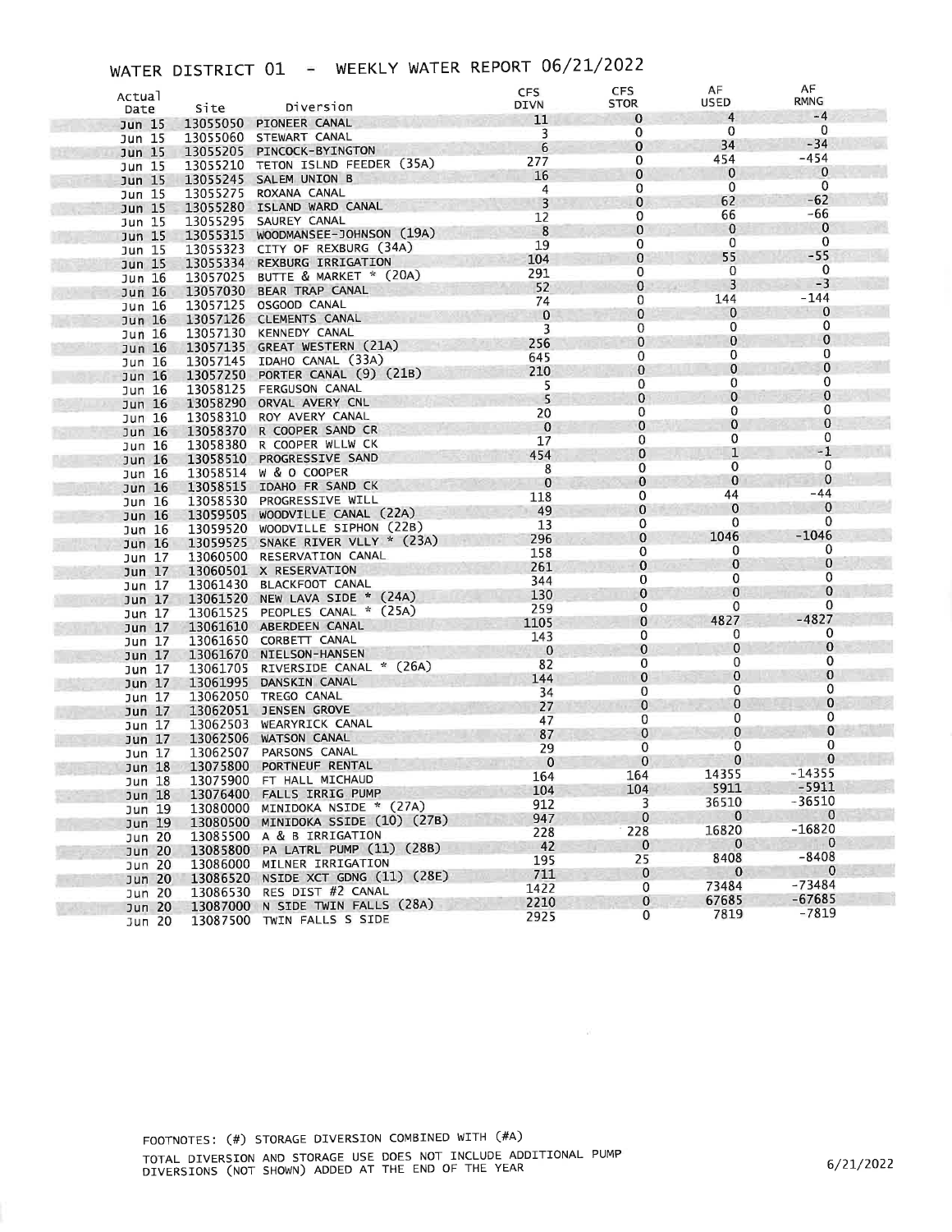# WATER DISTRICT 01 - WEEKLY WATER REPORT 06/21/2022

| Actual Date | Site | Diversion | CFS DIVN | CFS STOR | AF USED | AF RMNG |
|---|---|---|---|---|---|---|
| Jun 15 | 13055050 | PIONEER CANAL | 11 | 0 | 4 | -4 |
| Jun 15 | 13055060 | STEWART CANAL | 3 | 0 | 0 | 0 |
| Jun 15 | 13055205 | PINCOCK-BYINGTON | 6 | 0 | 34 | -34 |
| Jun 15 | 13055210 | TETON ISLND FEEDER (35A) | 277 | 0 | 454 | -454 |
| Jun 15 | 13055245 | SALEM UNION B | 16 | 0 | 0 | 0 |
| Jun 15 | 13055275 | ROXANA CANAL | 4 | 0 | 0 | 0 |
| Jun 15 | 13055280 | ISLAND WARD CANAL | 3 | 0 | 62 | -62 |
| Jun 15 | 13055295 | SAUREY CANAL | 12 | 0 | 66 | -66 |
| Jun 15 | 13055315 | WOODMANSEE-JOHNSON (19A) | 8 | 0 | 0 | 0 |
| Jun 15 | 13055323 | CITY OF REXBURG (34A) | 19 | 0 | 0 | 0 |
| Jun 15 | 13055334 | REXBURG IRRIGATION | 104 | 0 | 55 | -55 |
| Jun 16 | 13057025 | BUTTE & MARKET * (20A) | 291 | 0 | 0 | 0 |
| Jun 16 | 13057030 | BEAR TRAP CANAL | 52 | 0 | 3 | -3 |
| Jun 16 | 13057125 | OSGOOD CANAL | 74 | 0 | 144 | -144 |
| Jun 16 | 13057126 | CLEMENTS CANAL | 0 | 0 | 0 | 0 |
| Jun 16 | 13057130 | KENNEDY CANAL | 3 | 0 | 0 | 0 |
| Jun 16 | 13057135 | GREAT WESTERN (21A) | 256 | 0 | 0 | 0 |
| Jun 16 | 13057145 | IDAHO CANAL (33A) | 645 | 0 | 0 | 0 |
| Jun 16 | 13057250 | PORTER CANAL (9) (21B) | 210 | 0 | 0 | 0 |
| Jun 16 | 13058125 | FERGUSON CANAL | 5 | 0 | 0 | 0 |
| Jun 16 | 13058290 | ORVAL AVERY CNL | 5 | 0 | 0 | 0 |
| Jun 16 | 13058310 | ROY AVERY CANAL | 20 | 0 | 0 | 0 |
| Jun 16 | 13058370 | R COOPER SAND CR | 0 | 0 | 0 | 0 |
| Jun 16 | 13058380 | R COOPER WLLW CK | 17 | 0 | 0 | 0 |
| Jun 16 | 13058510 | PROGRESSIVE SAND | 454 | 0 | 1 | -1 |
| Jun 16 | 13058514 | W & O COOPER | 8 | 0 | 0 | 0 |
| Jun 16 | 13058515 | IDAHO FR SAND CK | 0 | 0 | 0 | 0 |
| Jun 16 | 13058530 | PROGRESSIVE WILL | 118 | 0 | 44 | -44 |
| Jun 16 | 13059505 | WOODVILLE CANAL (22A) | 49 | 0 | 0 | 0 |
| Jun 16 | 13059520 | WOODVILLE SIPHON (22B) | 13 | 0 | 0 | 0 |
| Jun 16 | 13059525 | SNAKE RIVER VLLY * (23A) | 296 | 0 | 1046 | -1046 |
| Jun 17 | 13060500 | RESERVATION CANAL | 158 | 0 | 0 | 0 |
| Jun 17 | 13060501 | X RESERVATION | 261 | 0 | 0 | 0 |
| Jun 17 | 13061430 | BLACKFOOT CANAL | 344 | 0 | 0 | 0 |
| Jun 17 | 13061520 | NEW LAVA SIDE * (24A) | 130 | 0 | 0 | 0 |
| Jun 17 | 13061525 | PEOPLES CANAL * (25A) | 259 | 0 | 0 | 0 |
| Jun 17 | 13061610 | ABERDEEN CANAL | 1105 | 0 | 4827 | -4827 |
| Jun 17 | 13061650 | CORBETT CANAL | 143 | 0 | 0 | 0 |
| Jun 17 | 13061670 | NIELSON-HANSEN | 0 | 0 | 0 | 0 |
| Jun 17 | 13061705 | RIVERSIDE CANAL * (26A) | 82 | 0 | 0 | 0 |
| Jun 17 | 13061995 | DANSKIN CANAL | 144 | 0 | 0 | 0 |
| Jun 17 | 13062050 | TREGO CANAL | 34 | 0 | 0 | 0 |
| Jun 17 | 13062051 | JENSEN GROVE | 27 | 0 | 0 | 0 |
| Jun 17 | 13062503 | WEARYRICK CANAL | 47 | 0 | 0 | 0 |
| Jun 17 | 13062506 | WATSON CANAL | 87 | 0 | 0 | 0 |
| Jun 17 | 13062507 | PARSONS CANAL | 29 | 0 | 0 | 0 |
| Jun 18 | 13075800 | PORTNEUF RENTAL | 0 | 0 | 0 | 0 |
| Jun 18 | 13075900 | FT HALL MICHAUD | 164 | 164 | 14355 | -14355 |
| Jun 18 | 13076400 | FALLS IRRIG PUMP | 104 | 104 | 5911 | -5911 |
| Jun 19 | 13080000 | MINIDOKA NSIDE * (27A) | 912 | 3 | 36510 | -36510 |
| Jun 19 | 13080500 | MINIDOKA SSIDE (10) (27B) | 947 | 0 | 0 | 0 |
| Jun 20 | 13085500 | A & B IRRIGATION | 228 | 228 | 16820 | -16820 |
| Jun 20 | 13085800 | PA LATRL PUMP (11) (28B) | 42 | 0 | 0 | 0 |
| Jun 20 | 13086000 | MILNER IRRIGATION | 195 | 25 | 8408 | -8408 |
| Jun 20 | 13086520 | NSIDE XCT GDNG (11) (28E) | 711 | 0 | 0 | 0 |
| Jun 20 | 13086530 | RES DIST #2 CANAL | 1422 | 0 | 73484 | -73484 |
| Jun 20 | 13087000 | N SIDE TWIN FALLS (28A) | 2210 | 0 | 67685 | -67685 |
| Jun 20 | 13087500 | TWIN FALLS S SIDE | 2925 | 0 | 7819 | -7819 |

FOOTNOTES: (#) STORAGE DIVERSION COMBINED WITH (#A)

TOTAL DIVERSION AND STORAGE USE DOES NOT INCLUDE ADDITIONAL PUMP DIVERSIONS (NOT SHOWN) ADDED AT THE END OF THE YEAR

6/21/2022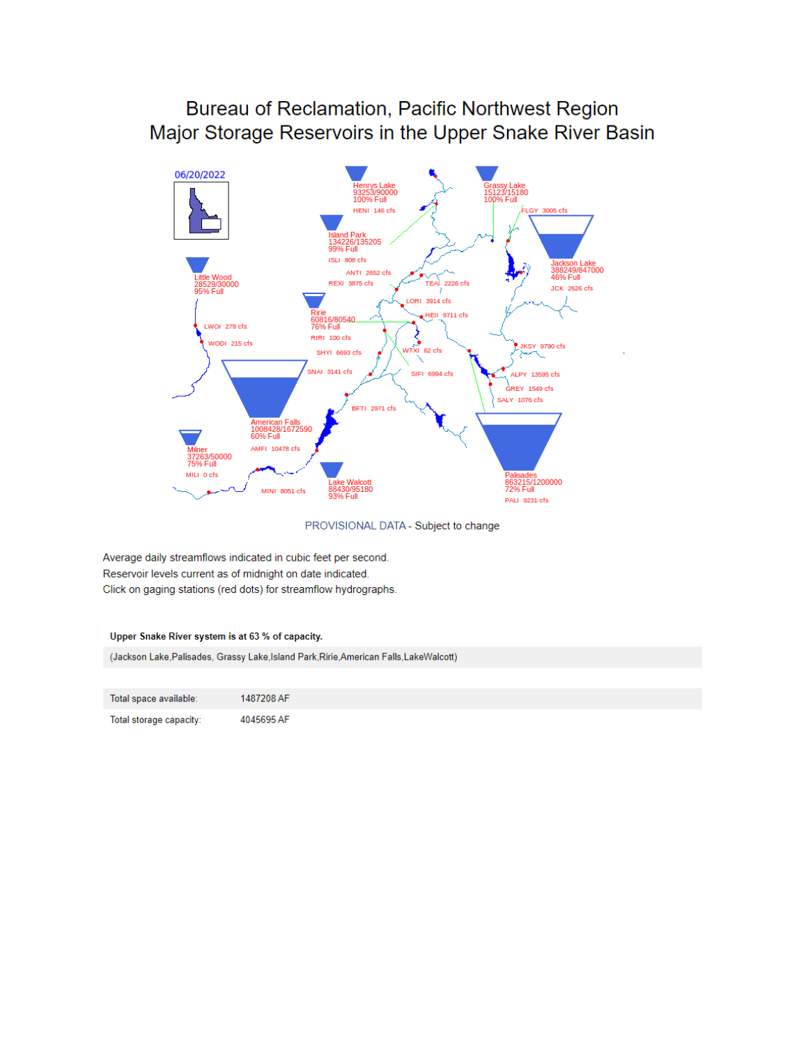# Bureau of Reclamation, Pacific Northwest Region
## Major Storage Reservoirs in the Upper Snake River Basin

06/20/2022

Henrys Lake
93253/90000
100% Full
HENI 146 cfs

Grassy Lake
15123/15180
100% Full
FLGY 3005 cfs

Island Park
134226/135205
99% Full
ISLI 808 cfs

Jackson Lake
388249/847000
46% Full
JCK 2626 cfs

ANTI 2652 cfs
REXI 3875 cfs
TEAI 2226 cfs
LORI 3914 cfs
HEII 9711 cfs

Little Wood
28529/30000
95% Full
LWOI 279 cfs
WODI 215 cfs

Ririe
60816/80540
76% Full
RIRI 100 cfs

SHYI 6693 cfs
WTXI 62 cfs
JKSY 9790 cfs
SNAI 3141 cfs
SIFI 6994 cfs
ALPY 13595 cfs
GREY 1549 cfs
SALY 1076 cfs
BFTI 2971 cfs

American Falls
1008428/1672590
60% Full
AMFI 10478 cfs

Milner
37263/50000
75% Full
MILI 0 cfs

MINI 8051 cfs

Lake Walcott
88430/95180
93% Full

Palisades
863215/1200000
72% Full
PALI 9231 cfs

PROVISIONAL DATA - Subject to change

Average daily streamflows indicated in cubic feet per second.
Reservoir levels current as of midnight on date indicated.
Click on gaging stations (red dots) for streamflow hydrographs.

**Upper Snake River system is at 63 % of capacity.**

(Jackson Lake,Palisades, Grassy Lake,Island Park,Ririe,American Falls,LakeWalcott)

| | |
|---|---|
| Total space available: | 1487208 AF |
| Total storage capacity: | 4045695 AF |